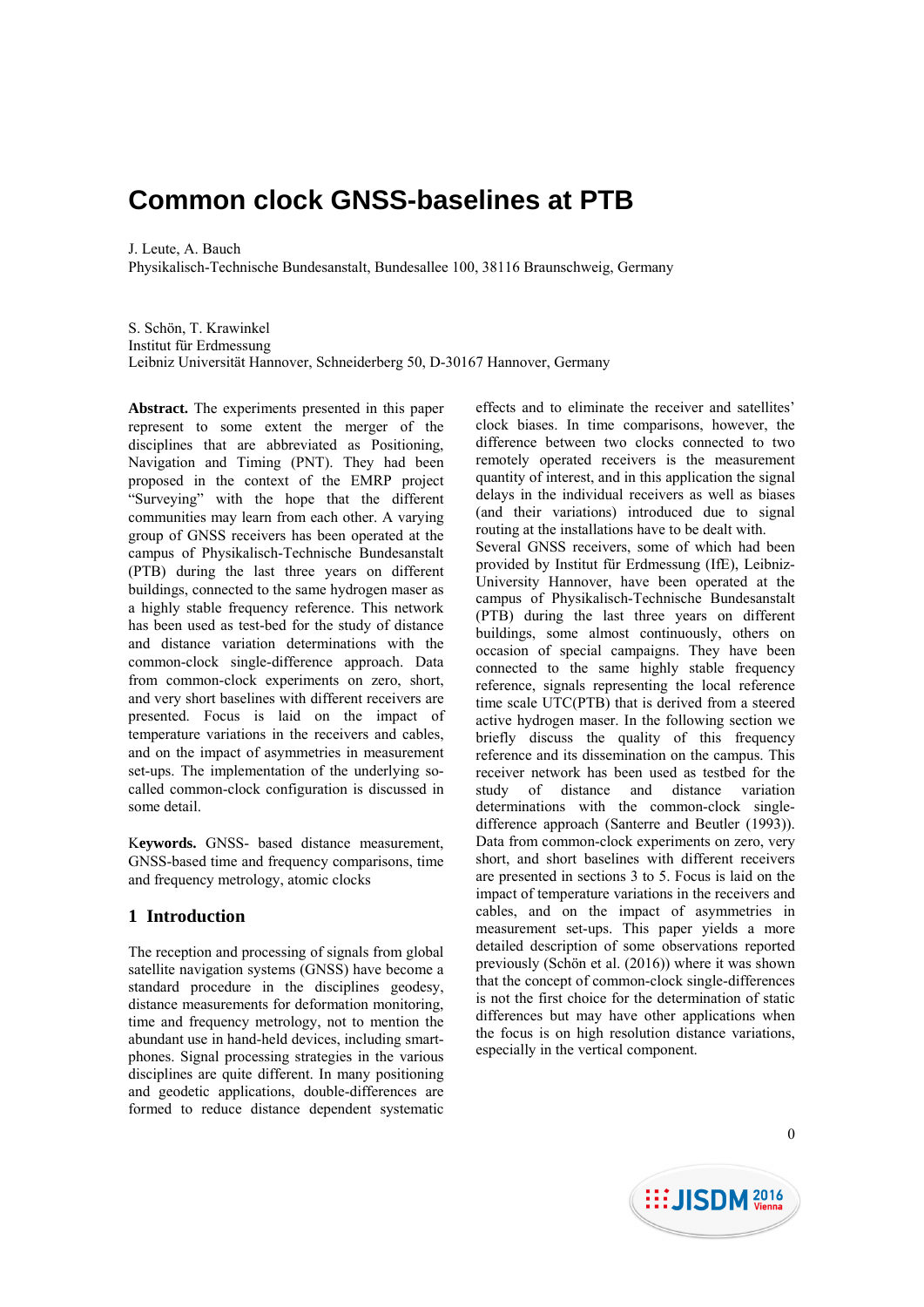# Common clock GNSS-baselines at PTB

J. Leute, A. Bauch
Physikalisch-Technische Bundesanstalt, Bundesallee 100, 38116 Braunschweig, Germany

S. Schön, T. Krawinkel
Institut für Erdmessung
Leibniz Universität Hannover, Schneiderberg 50, D-30167 Hannover, Germany

**Abstract.** The experiments presented in this paper represent to some extent the merger of the disciplines that are abbreviated as Positioning, Navigation and Timing (PNT). They had been proposed in the context of the EMRP project "Surveying" with the hope that the different communities may learn from each other. A varying group of GNSS receivers has been operated at the campus of Physikalisch-Technische Bundesanstalt (PTB) during the last three years on different buildings, connected to the same hydrogen maser as a highly stable frequency reference. This network has been used as test-bed for the study of distance and distance variation determinations with the common-clock single-difference approach. Data from common-clock experiments on zero, short, and very short baselines with different receivers are presented. Focus is laid on the impact of temperature variations in the receivers and cables, and on the impact of asymmetries in measurement set-ups. The implementation of the underlying so-called common-clock configuration is discussed in some detail.

**Keywords.** GNSS- based distance measurement, GNSS-based time and frequency comparisons, time and frequency metrology, atomic clocks

## 1 Introduction

The reception and processing of signals from global satellite navigation systems (GNSS) have become a standard procedure in the disciplines geodesy, distance measurements for deformation monitoring, time and frequency metrology, not to mention the abundant use in hand-held devices, including smart-phones. Signal processing strategies in the various disciplines are quite different. In many positioning and geodetic applications, double-differences are formed to reduce distance dependent systematic effects and to eliminate the receiver and satellites' clock biases. In time comparisons, however, the difference between two clocks connected to two remotely operated receivers is the measurement quantity of interest, and in this application the signal delays in the individual receivers as well as biases (and their variations) introduced due to signal routing at the installations have to be dealt with.

Several GNSS receivers, some of which had been provided by Institut für Erdmessung (IfE), Leibniz-University Hannover, have been operated at the campus of Physikalisch-Technische Bundesanstalt (PTB) during the last three years on different buildings, some almost continuously, others on occasion of special campaigns. They have been connected to the same highly stable frequency reference, signals representing the local reference time scale UTC(PTB) that is derived from a steered active hydrogen maser. In the following section we briefly discuss the quality of this frequency reference and its dissemination on the campus. This receiver network has been used as testbed for the study of distance and distance variation determinations with the common-clock single-difference approach (Santerre and Beutler (1993)). Data from common-clock experiments on zero, very short, and short baselines with different receivers are presented in sections 3 to 5. Focus is laid on the impact of temperature variations in the receivers and cables, and on the impact of asymmetries in measurement set-ups. This paper yields a more detailed description of some observations reported previously (Schön et al. (2016)) where it was shown that the concept of common-clock single-differences is not the first choice for the determination of static differences but may have other applications when the focus is on high resolution distance variations, especially in the vertical component.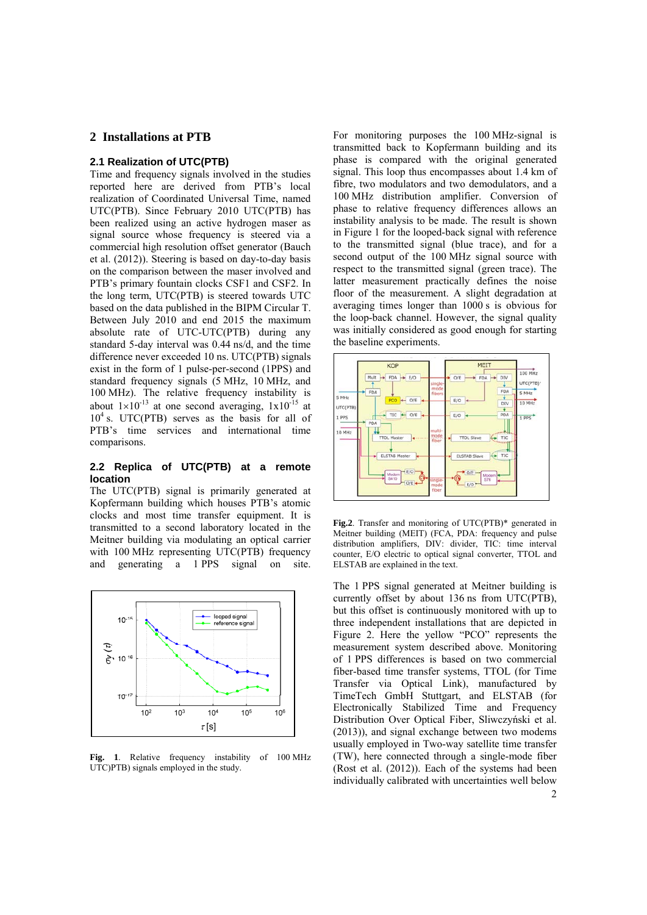## 2 Installations at PTB

### 2.1 Realization of UTC(PTB)

Time and frequency signals involved in the studies reported here are derived from PTB's local realization of Coordinated Universal Time, named UTC(PTB). Since February 2010 UTC(PTB) has been realized using an active hydrogen maser as signal source whose frequency is steered via a commercial high resolution offset generator (Bauch et al. (2012)). Steering is based on day-to-day basis on the comparison between the maser involved and PTB's primary fountain clocks CSF1 and CSF2. In the long term, UTC(PTB) is steered towards UTC based on the data published in the BIPM Circular T. Between July 2010 and end 2015 the maximum absolute rate of UTC-UTC(PTB) during any standard 5-day interval was 0.44 ns/d, and the time difference never exceeded 10 ns. UTC(PTB) signals exist in the form of 1 pulse-per-second (1PPS) and standard frequency signals (5 MHz, 10 MHz, and 100 MHz). The relative frequency instability is about $1\times10^{-13}$ at one second averaging, $1\times10^{-15}$ at $10^4$ s. UTC(PTB) serves as the basis for all of PTB's time services and international time comparisons.

### 2.2 Replica of UTC(PTB) at a remote location

The UTC(PTB) signal is primarily generated at Kopfermann building which houses PTB's atomic clocks and most time transfer equipment. It is transmitted to a second laboratory located in the Meitner building via modulating an optical carrier with 100 MHz representing UTC(PTB) frequency and generating a 1 PPS signal on site.

**Fig. 1**. Relative frequency instability of 100 MHz UTC)PTB) signals employed in the study.

For monitoring purposes the 100 MHz-signal is transmitted back to Kopfermann building and its phase is compared with the original generated signal. This loop thus encompasses about 1.4 km of fibre, two modulators and two demodulators, and a 100 MHz distribution amplifier. Conversion of phase to relative frequency differences allows an instability analysis to be made. The result is shown in Figure 1 for the looped-back signal with reference to the transmitted signal (blue trace), and for a second output of the 100 MHz signal source with respect to the transmitted signal (green trace). The latter measurement practically defines the noise floor of the measurement. A slight degradation at averaging times longer than 1000 s is obvious for the loop-back channel. However, the signal quality was initially considered as good enough for starting the baseline experiments.

**Fig.2**. Transfer and monitoring of UTC(PTB)* generated in Meitner building (MEIT) (FCA, PDA: frequency and pulse distribution amplifiers, DIV: divider, TIC: time interval counter, E/O electric to optical signal converter, TTOL and ELSTAB are explained in the text.

The 1 PPS signal generated at Meitner building is currently offset by about 136 ns from UTC(PTB), but this offset is continuously monitored with up to three independent installations that are depicted in Figure 2. Here the yellow "PCO" represents the measurement system described above. Monitoring of 1 PPS differences is based on two commercial fiber-based time transfer systems, TTOL (for Time Transfer via Optical Link), manufactured by TimeTech GmbH Stuttgart, and ELSTAB (for Electronically Stabilized Time and Frequency Distribution Over Optical Fiber, Sliwczyński et al. (2013)), and signal exchange between two modems usually employed in Two-way satellite time transfer (TW), here connected through a single-mode fiber (Rost et al. (2012)). Each of the systems had been individually calibrated with uncertainties well below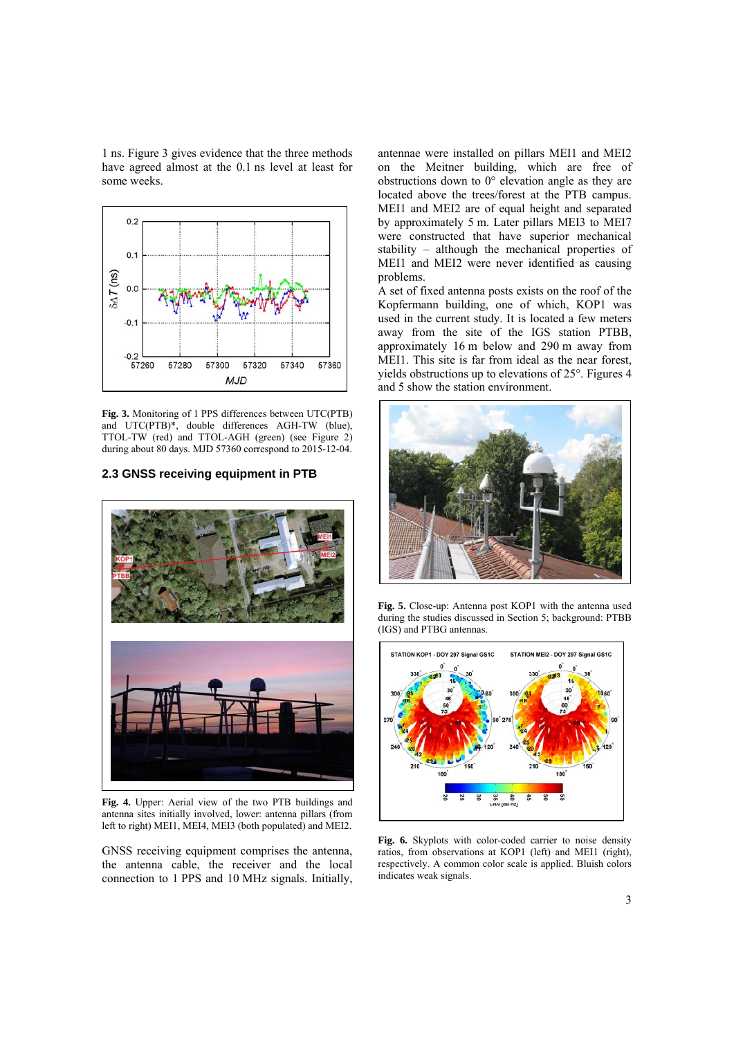1 ns. Figure 3 gives evidence that the three methods have agreed almost at the 0.1 ns level at least for some weeks.

**Fig. 3.** Monitoring of 1 PPS differences between UTC(PTB) and UTC(PTB)*, double differences AGH-TW (blue), TTOL-TW (red) and TTOL-AGH (green) (see Figure 2) during about 80 days. MJD 57360 correspond to 2015-12-04.

### 2.3 GNSS receiving equipment in PTB

**Fig. 4.** Upper: Aerial view of the two PTB buildings and antenna sites initially involved, lower: antenna pillars (from left to right) MEI1, MEI4, MEI3 (both populated) and MEI2.

GNSS receiving equipment comprises the antenna, the antenna cable, the receiver and the local connection to 1 PPS and 10 MHz signals. Initially, antennae were installed on pillars MEI1 and MEI2 on the Meitner building, which are free of obstructions down to 0° elevation angle as they are located above the trees/forest at the PTB campus. MEI1 and MEI2 are of equal height and separated by approximately 5 m. Later pillars MEI3 to MEI7 were constructed that have superior mechanical stability – although the mechanical properties of MEI1 and MEI2 were never identified as causing problems.

A set of fixed antenna posts exists on the roof of the Kopfermann building, one of which, KOP1 was used in the current study. It is located a few meters away from the site of the IGS station PTBB, approximately 16 m below and 290 m away from MEI1. This site is far from ideal as the near forest, yields obstructions up to elevations of 25°. Figures 4 and 5 show the station environment.

**Fig. 5.** Close-up: Antenna post KOP1 with the antenna used during the studies discussed in Section 5; background: PTBB (IGS) and PTBG antennas.

**Fig. 6.** Skyplots with color-coded carrier to noise density ratios, from observations at KOP1 (left) and MEI1 (right), respectively. A common color scale is applied. Bluish colors indicates weak signals.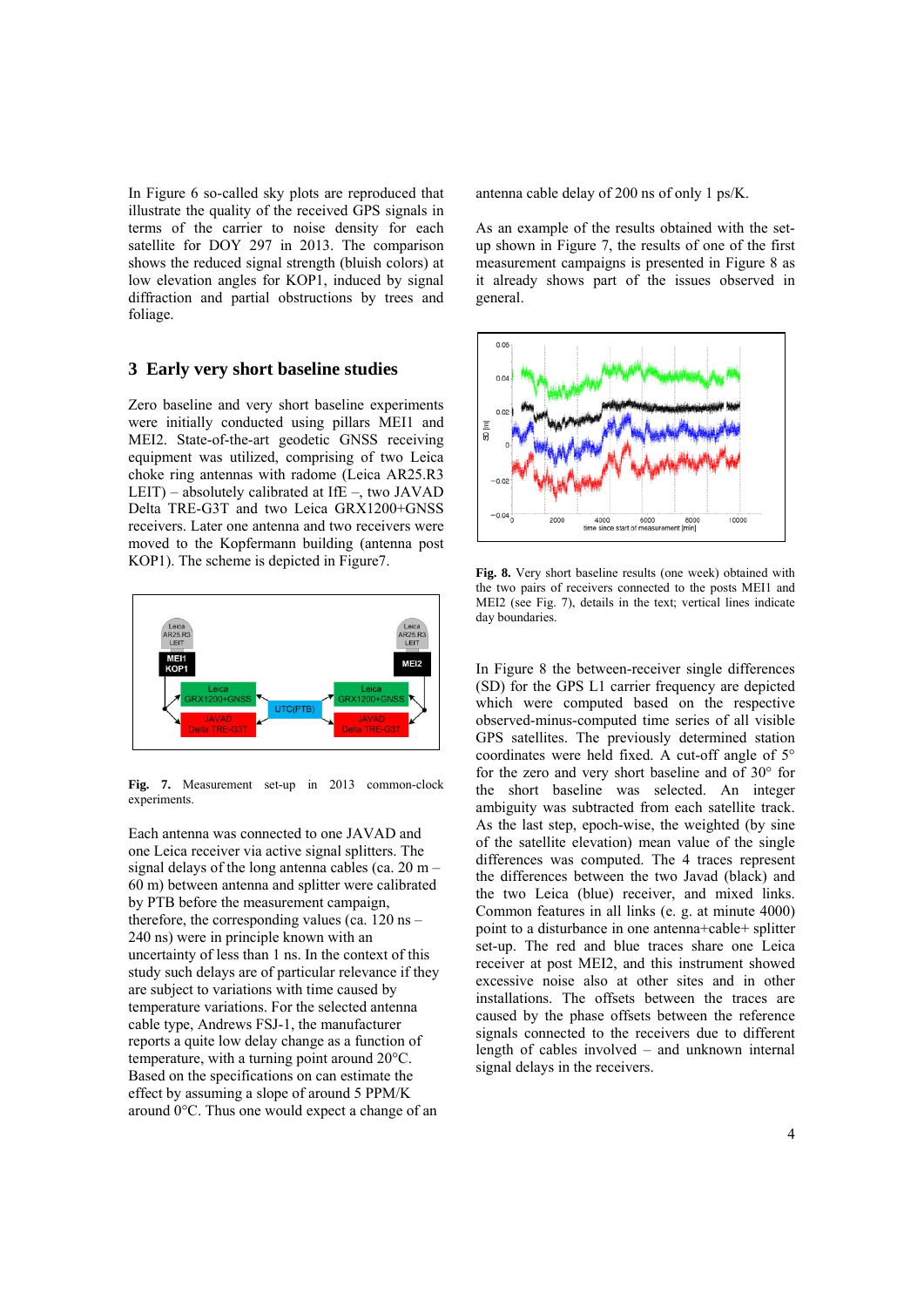In Figure 6 so-called sky plots are reproduced that illustrate the quality of the received GPS signals in terms of the carrier to noise density for each satellite for DOY 297 in 2013. The comparison shows the reduced signal strength (bluish colors) at low elevation angles for KOP1, induced by signal diffraction and partial obstructions by trees and foliage.

## 3 Early very short baseline studies

Zero baseline and very short baseline experiments were initially conducted using pillars MEI1 and MEI2. State-of-the-art geodetic GNSS receiving equipment was utilized, comprising of two Leica choke ring antennas with radome (Leica AR25.R3 LEIT) – absolutely calibrated at IfE –, two JAVAD Delta TRE-G3T and two Leica GRX1200+GNSS receivers. Later one antenna and two receivers were moved to the Kopfermann building (antenna post KOP1). The scheme is depicted in Figure7.

**Fig. 7.** Measurement set-up in 2013 common-clock experiments.

Each antenna was connected to one JAVAD and one Leica receiver via active signal splitters. The signal delays of the long antenna cables (ca. 20 m – 60 m) between antenna and splitter were calibrated by PTB before the measurement campaign, therefore, the corresponding values (ca. 120 ns – 240 ns) were in principle known with an uncertainty of less than 1 ns. In the context of this study such delays are of particular relevance if they are subject to variations with time caused by temperature variations. For the selected antenna cable type, Andrews FSJ-1, the manufacturer reports a quite low delay change as a function of temperature, with a turning point around 20°C. Based on the specifications on can estimate the effect by assuming a slope of around 5 PPM/K around 0°C. Thus one would expect a change of an antenna cable delay of 200 ns of only 1 ps/K.

As an example of the results obtained with the set-up shown in Figure 7, the results of one of the first measurement campaigns is presented in Figure 8 as it already shows part of the issues observed in general.

**Fig. 8.** Very short baseline results (one week) obtained with the two pairs of receivers connected to the posts MEI1 and MEI2 (see Fig. 7), details in the text; vertical lines indicate day boundaries.

In Figure 8 the between-receiver single differences (SD) for the GPS L1 carrier frequency are depicted which were computed based on the respective observed-minus-computed time series of all visible GPS satellites. The previously determined station coordinates were held fixed. A cut-off angle of 5° for the zero and very short baseline and of 30° for the short baseline was selected. An integer ambiguity was subtracted from each satellite track. As the last step, epoch-wise, the weighted (by sine of the satellite elevation) mean value of the single differences was computed. The 4 traces represent the differences between the two Javad (black) and the two Leica (blue) receiver, and mixed links. Common features in all links (e. g. at minute 4000) point to a disturbance in one antenna+cable+ splitter set-up. The red and blue traces share one Leica receiver at post MEI2, and this instrument showed excessive noise also at other sites and in other installations. The offsets between the traces are caused by the phase offsets between the reference signals connected to the receivers due to different length of cables involved – and unknown internal signal delays in the receivers.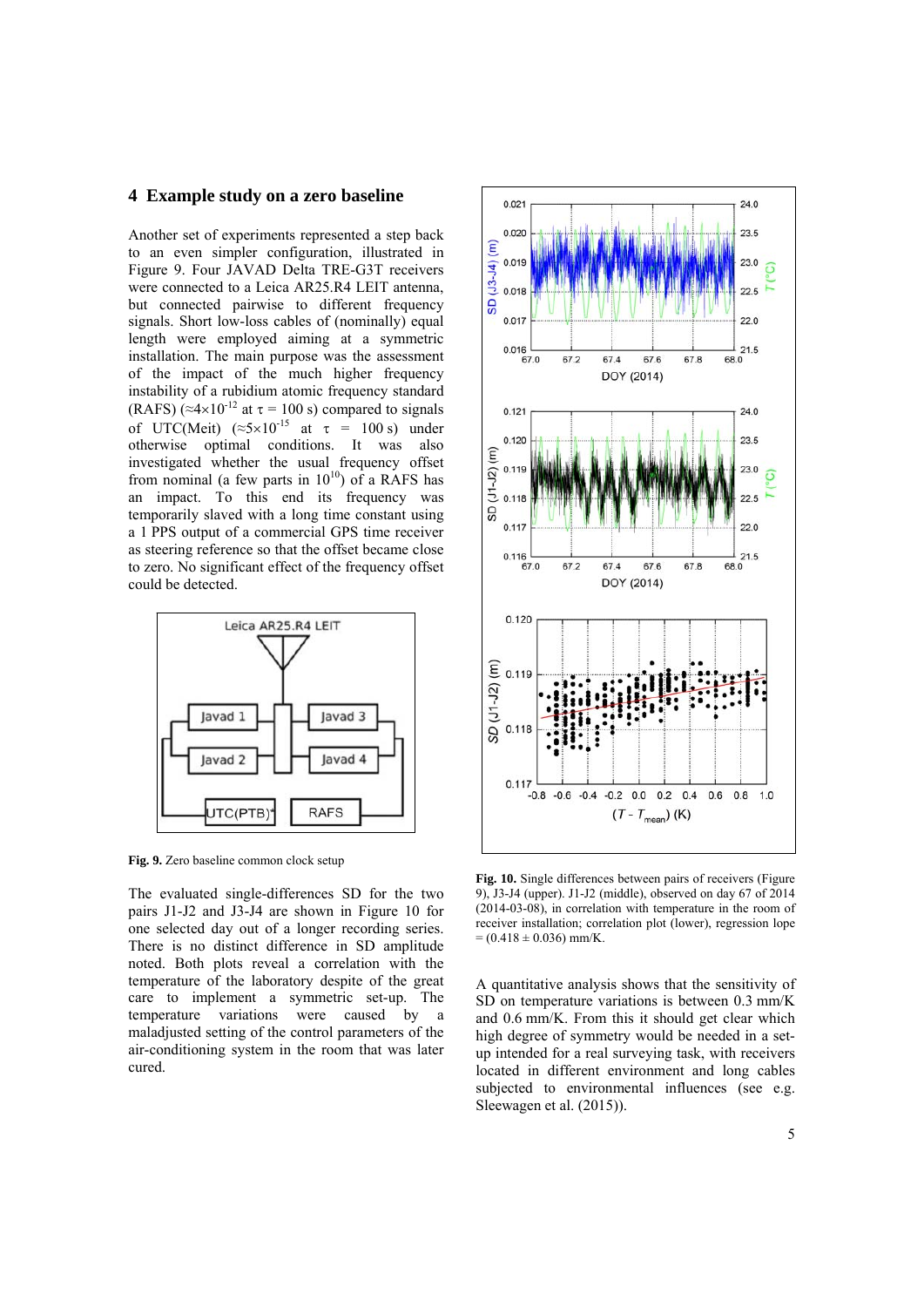## 4 Example study on a zero baseline

Another set of experiments represented a step back to an even simpler configuration, illustrated in Figure 9. Four JAVAD Delta TRE-G3T receivers were connected to a Leica AR25.R4 LEIT antenna, but connected pairwise to different frequency signals. Short low-loss cables of (nominally) equal length were employed aiming at a symmetric installation. The main purpose was the assessment of the impact of the much higher frequency instability of a rubidium atomic frequency standard (RAFS) ($\approx 4\times10^{-12}$ at $\tau$ = 100 s) compared to signals of UTC(Meit) ($\approx 5\times10^{-15}$ at $\tau$ = 100 s) under otherwise optimal conditions. It was also investigated whether the usual frequency offset from nominal (a few parts in $10^{10}$) of a RAFS has an impact. To this end its frequency was temporarily slaved with a long time constant using a 1 PPS output of a commercial GPS time receiver as steering reference so that the offset became close to zero. No significant effect of the frequency offset could be detected.

**Fig. 9.** Zero baseline common clock setup

The evaluated single-differences SD for the two pairs J1-J2 and J3-J4 are shown in Figure 10 for one selected day out of a longer recording series. There is no distinct difference in SD amplitude noted. Both plots reveal a correlation with the temperature of the laboratory despite of the great care to implement a symmetric set-up. The temperature variations were caused by a maladjusted setting of the control parameters of the air-conditioning system in the room that was later cured.

**Fig. 10.** Single differences between pairs of receivers (Figure 9), J3-J4 (upper). J1-J2 (middle), observed on day 67 of 2014 (2014-03-08), in correlation with temperature in the room of receiver installation; correlation plot (lower), regression lope = (0.418 ± 0.036) mm/K.

A quantitative analysis shows that the sensitivity of SD on temperature variations is between 0.3 mm/K and 0.6 mm/K. From this it should get clear which high degree of symmetry would be needed in a set-up intended for a real surveying task, with receivers located in different environment and long cables subjected to environmental influences (see e.g. Sleewagen et al. (2015)).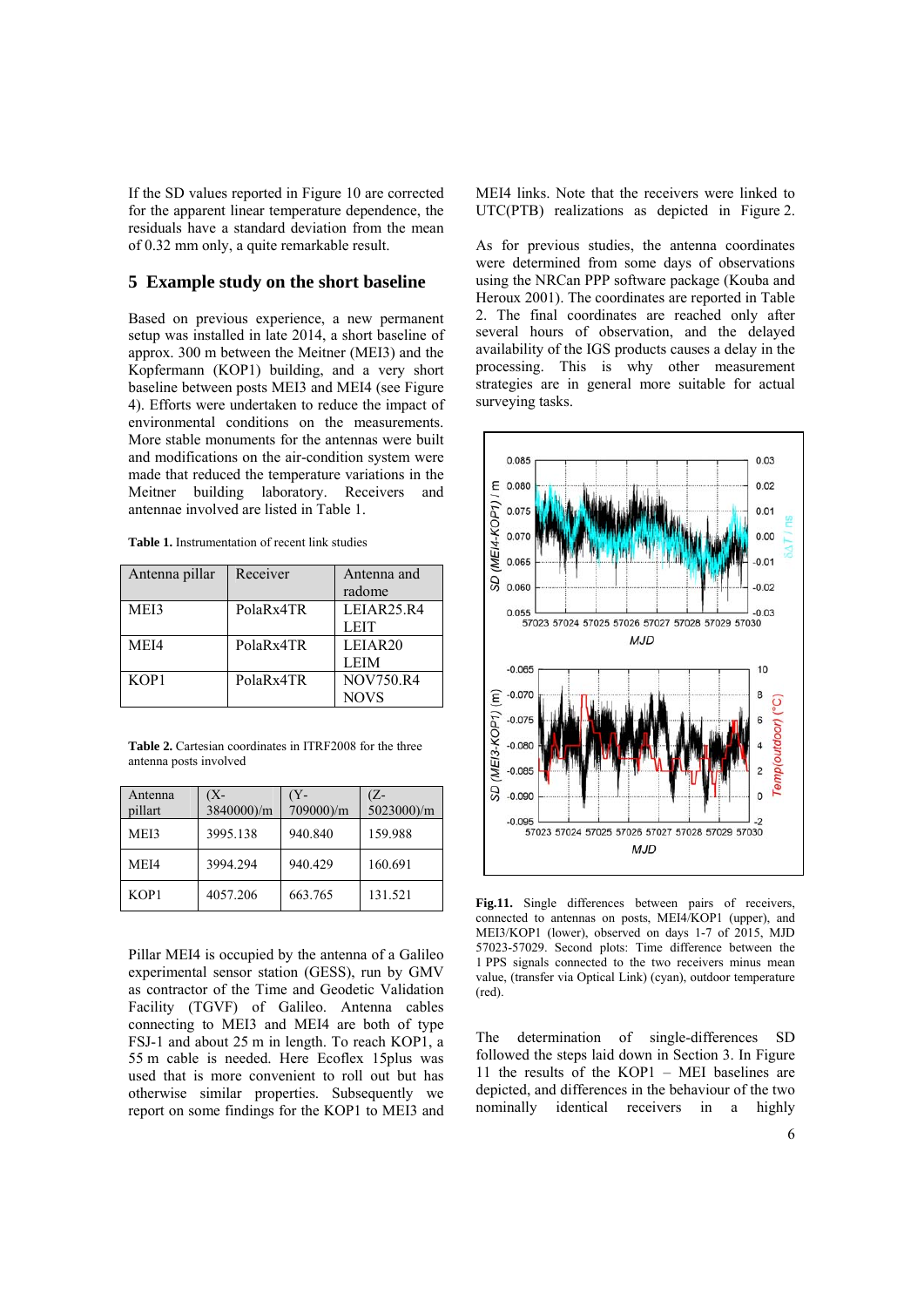If the SD values reported in Figure 10 are corrected for the apparent linear temperature dependence, the residuals have a standard deviation from the mean of 0.32 mm only, a quite remarkable result.

## 5 Example study on the short baseline

Based on previous experience, a new permanent setup was installed in late 2014, a short baseline of approx. 300 m between the Meitner (MEI3) and the Kopfermann (KOP1) building, and a very short baseline between posts MEI3 and MEI4 (see Figure 4). Efforts were undertaken to reduce the impact of environmental conditions on the measurements. More stable monuments for the antennas were built and modifications on the air-condition system were made that reduced the temperature variations in the Meitner building laboratory. Receivers and antennae involved are listed in Table 1.

**Table 1.** Instrumentation of recent link studies

| Antenna pillar | Receiver | Antenna and radome |
|---|---|---|
| MEI3 | PolaRx4TR | LEIAR25.R4 LEIT |
| MEI4 | PolaRx4TR | LEIAR20 LEIM |
| KOP1 | PolaRx4TR | NOV750.R4 NOVS |

**Table 2.** Cartesian coordinates in ITRF2008 for the three antenna posts involved

| Antenna pillart | (X-3840000)/m | (Y-709000)/m | (Z-5023000)/m |
|---|---|---|---|
| MEI3 | 3995.138 | 940.840 | 159.988 |
| MEI4 | 3994.294 | 940.429 | 160.691 |
| KOP1 | 4057.206 | 663.765 | 131.521 |

Pillar MEI4 is occupied by the antenna of a Galileo experimental sensor station (GESS), run by GMV as contractor of the Time and Geodetic Validation Facility (TGVF) of Galileo. Antenna cables connecting to MEI3 and MEI4 are both of type FSJ-1 and about 25 m in length. To reach KOP1, a 55 m cable is needed. Here Ecoflex 15plus was used that is more convenient to roll out but has otherwise similar properties. Subsequently we report on some findings for the KOP1 to MEI3 and MEI4 links. Note that the receivers were linked to UTC(PTB) realizations as depicted in Figure 2.

As for previous studies, the antenna coordinates were determined from some days of observations using the NRCan PPP software package (Kouba and Heroux 2001). The coordinates are reported in Table 2. The final coordinates are reached only after several hours of observation, and the delayed availability of the IGS products causes a delay in the processing. This is why other measurement strategies are in general more suitable for actual surveying tasks.

**Fig.11.** Single differences between pairs of receivers, connected to antennas on posts, MEI4/KOP1 (upper), and MEI3/KOP1 (lower), observed on days 1-7 of 2015, MJD 57023-57029. Second plots: Time difference between the 1 PPS signals connected to the two receivers minus mean value, (transfer via Optical Link) (cyan), outdoor temperature (red).

The determination of single-differences SD followed the steps laid down in Section 3. In Figure 11 the results of the KOP1 – MEI baselines are depicted, and differences in the behaviour of the two nominally identical receivers in a highly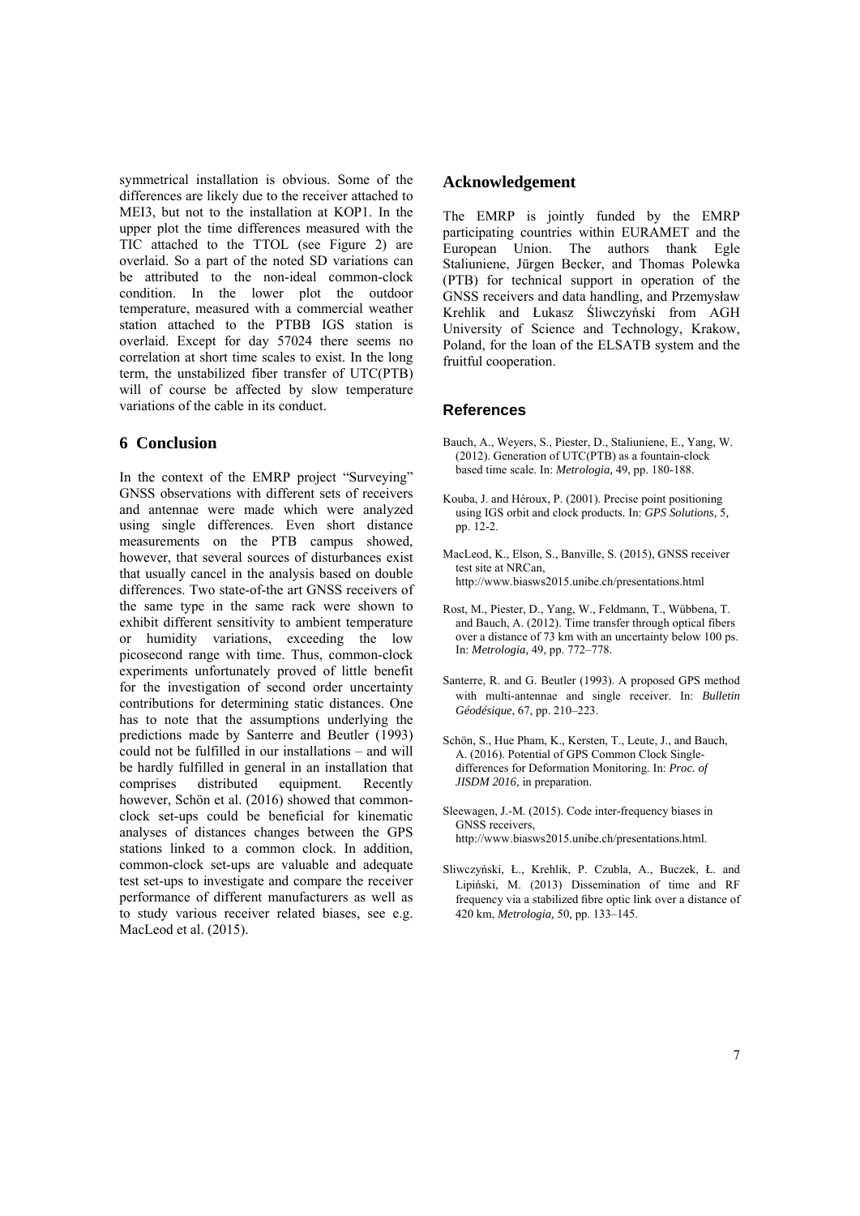symmetrical installation is obvious. Some of the differences are likely due to the receiver attached to MEI3, but not to the installation at KOP1. In the upper plot the time differences measured with the TIC attached to the TTOL (see Figure 2) are overlaid. So a part of the noted SD variations can be attributed to the non-ideal common-clock condition. In the lower plot the outdoor temperature, measured with a commercial weather station attached to the PTBB IGS station is overlaid. Except for day 57024 there seems no correlation at short time scales to exist. In the long term, the unstabilized fiber transfer of UTC(PTB) will of course be affected by slow temperature variations of the cable in its conduct.

## 6 Conclusion

In the context of the EMRP project "Surveying" GNSS observations with different sets of receivers and antennae were made which were analyzed using single differences. Even short distance measurements on the PTB campus showed, however, that several sources of disturbances exist that usually cancel in the analysis based on double differences. Two state-of-the art GNSS receivers of the same type in the same rack were shown to exhibit different sensitivity to ambient temperature or humidity variations, exceeding the low picosecond range with time. Thus, common-clock experiments unfortunately proved of little benefit for the investigation of second order uncertainty contributions for determining static distances. One has to note that the assumptions underlying the predictions made by Santerre and Beutler (1993) could not be fulfilled in our installations – and will be hardly fulfilled in general in an installation that comprises distributed equipment. Recently however, Schön et al. (2016) showed that common-clock set-ups could be beneficial for kinematic analyses of distances changes between the GPS stations linked to a common clock. In addition, common-clock set-ups are valuable and adequate test set-ups to investigate and compare the receiver performance of different manufacturers as well as to study various receiver related biases, see e.g. MacLeod et al. (2015).

## Acknowledgement

The EMRP is jointly funded by the EMRP participating countries within EURAMET and the European Union. The authors thank Egle Staliuniene, Jürgen Becker, and Thomas Polewka (PTB) for technical support in operation of the GNSS receivers and data handling, and Przemysław Krehlik and Łukasz Śliwczyński from AGH University of Science and Technology, Krakow, Poland, for the loan of the ELSATB system and the fruitful cooperation.

## References

Bauch, A., Weyers, S., Piester, D., Staliuniene, E., Yang, W. (2012). Generation of UTC(PTB) as a fountain-clock based time scale. In: *Metrologia,* 49, pp. 180-188.

Kouba, J. and Héroux, P. (2001). Precise point positioning using IGS orbit and clock products. In: *GPS Solutions,* 5, pp. 12-2.

MacLeod, K., Elson, S., Banville, S. (2015), GNSS receiver test site at NRCan, http://www.biasws2015.unibe.ch/presentations.html

Rost, M., Piester, D., Yang, W., Feldmann, T., Wübbena, T. and Bauch, A. (2012). Time transfer through optical fibers over a distance of 73 km with an uncertainty below 100 ps. In: *Metrologia,* 49, pp. 772–778.

Santerre, R. and G. Beutler (1993). A proposed GPS method with multi-antennae and single receiver. In: *Bulletin Géodésique*, 67, pp. 210–223.

Schön, S., Hue Pham, K., Kersten, T., Leute, J., and Bauch, A. (2016). Potential of GPS Common Clock Single-differences for Deformation Monitoring. In: *Proc. of JISDM 2016,* in preparation.

Sleewagen, J.-M. (2015). Code inter-frequency biases in GNSS receivers, http://www.biasws2015.unibe.ch/presentations.html.

Sliwczyński, Ł., Krehlik, P. Czubla, A., Buczek, Ł. and Lipiński, M. (2013) Dissemination of time and RF frequency via a stabilized fibre optic link over a distance of 420 km, *Metrologia,* 50, pp. 133–145.